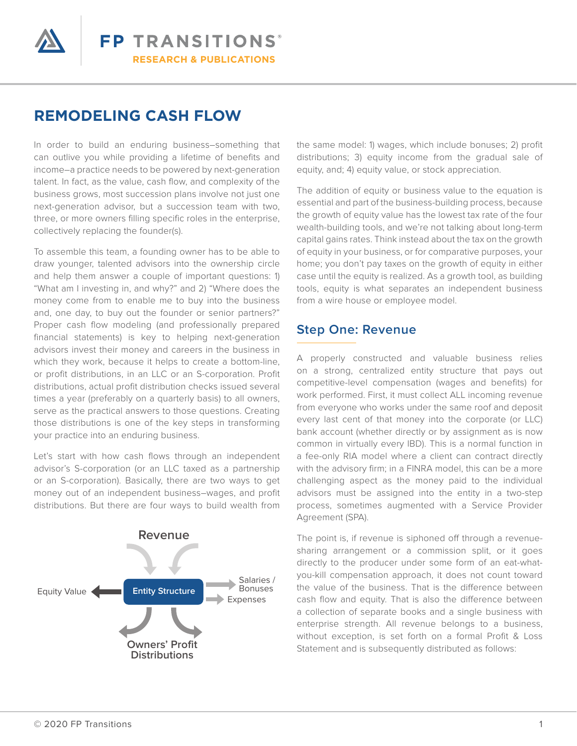# REMODELING CASH FLOW

In order to build an enduring business–something that can outlive you while providing a lifetime of benefits and income–a practice needs to be powered by next-generation talent. In fact, as the value, cash flow, and complexity of the business grows, most succession plans involve not just one next-generation advisor, but a succession team with two, three, or more owners filling specific roles in the enterprise, collectively replacing the founder(s).

To assemble this team, a founding owner has to be able to draw younger, talented advisors into the ownership circle and help them answer a couple of important questions: 1) "What am I investing in, and why?" and 2) "Where does the money come from to enable me to buy into the business and, one day, to buy out the founder or senior partners?" Proper cash flow modeling (and professionally prepared financial statements) is key to helping next-generation advisors invest their money and careers in the business in which they work, because it helps to create a bottom-line, or profit distributions, in an LLC or an S-corporation. Profit distributions, actual profit distribution checks issued several times a year (preferably on a quarterly basis) to all owners, serve as the practical answers to those questions. Creating those distributions is one of the key steps in transforming your practice into an enduring business.

Let's start with how cash flows through an independent advisor's S-corporation (or an LLC taxed as a partnership or an S-corporation). Basically, there are two ways to get money out of an independent business–wages, and profit distributions. But there are four ways to build wealth from the same model: 1) wages, which include bonuses; 2) profit distributions; 3) equity income from the gradual sale of equity, and; 4) equity value, or stock appreciation.

Revenue → Entity Structure → Salaries / Bonuses; Expenses; Equity Value; Owners' Profit Distributions

The addition of equity or business value to the equation is essential and part of the business-building process, because the growth of equity value has the lowest tax rate of the four wealth-building tools, and we're not talking about long-term capital gains rates. Think instead about the tax on the growth of equity in your business, or for comparative purposes, your home; you don't pay taxes on the growth of equity in either case until the equity is realized. As a growth tool, as building tools, equity is what separates an independent business from a wire house or employee model.

## Step One: Revenue

A properly constructed and valuable business relies on a strong, centralized entity structure that pays out competitive-level compensation (wages and benefits) for work performed. First, it must collect ALL incoming revenue from everyone who works under the same roof and deposit every last cent of that money into the corporate (or LLC) bank account (whether directly or by assignment as is now common in virtually every IBD). This is a normal function in a fee-only RIA model where a client can contract directly with the advisory firm; in a FINRA model, this can be a more challenging aspect as the money paid to the individual advisors must be assigned into the entity in a two-step process, sometimes augmented with a Service Provider Agreement (SPA).

The point is, if revenue is siphoned off through a revenue-sharing arrangement or a commission split, or it goes directly to the producer under some form of an eat-what-you-kill compensation approach, it does not count toward the value of the business. That is the difference between cash flow and equity. That is also the difference between a collection of separate books and a single business with enterprise strength. All revenue belongs to a business, without exception, is set forth on a formal Profit & Loss Statement and is subsequently distributed as follows: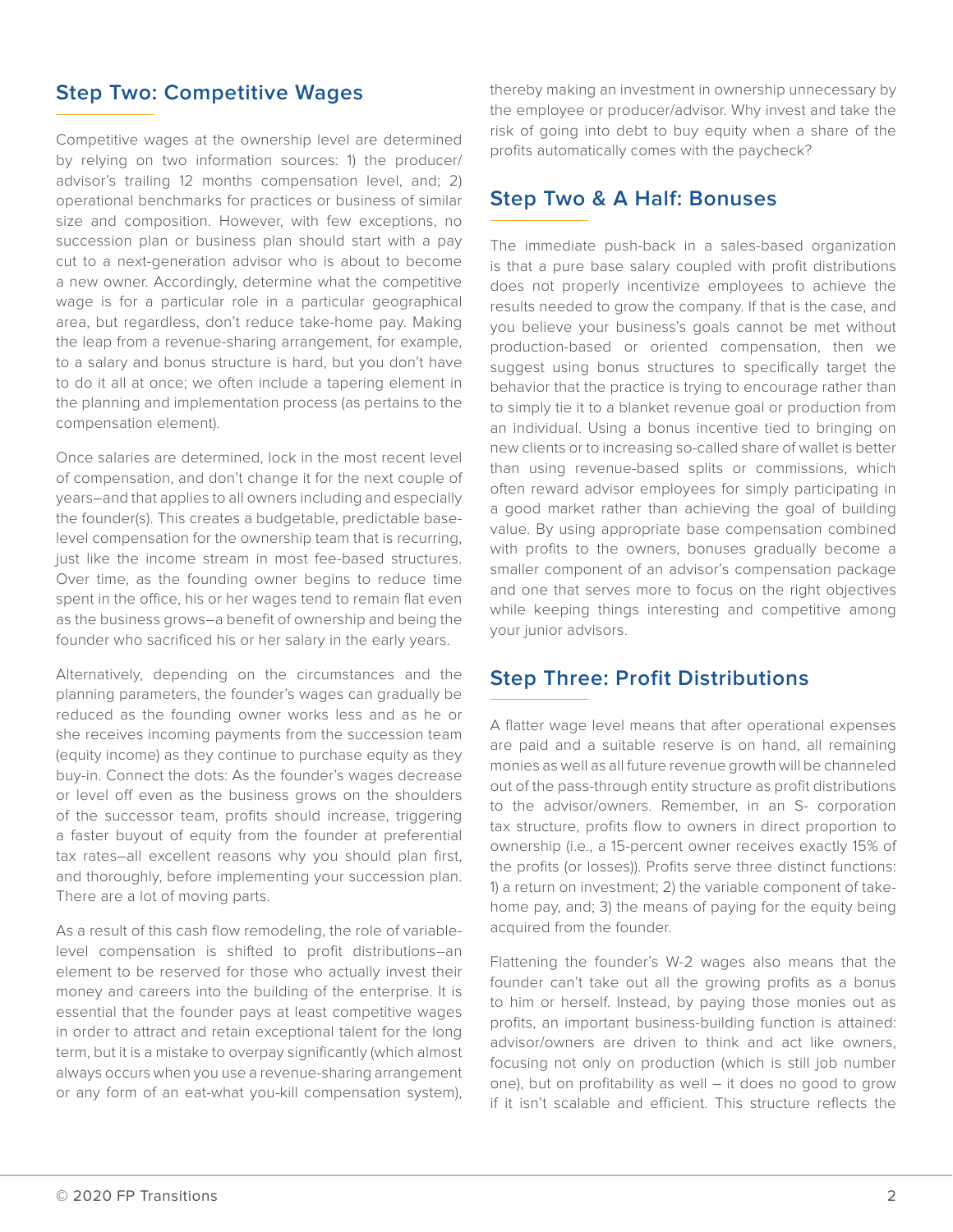## Step Two: Competitive Wages

Competitive wages at the ownership level are determined by relying on two information sources: 1) the producer/advisor's trailing 12 months compensation level, and; 2) operational benchmarks for practices or business of similar size and composition. However, with few exceptions, no succession plan or business plan should start with a pay cut to a next-generation advisor who is about to become a new owner. Accordingly, determine what the competitive wage is for a particular role in a particular geographical area, but regardless, don't reduce take-home pay. Making the leap from a revenue-sharing arrangement, for example, to a salary and bonus structure is hard, but you don't have to do it all at once; we often include a tapering element in the planning and implementation process (as pertains to the compensation element).

Once salaries are determined, lock in the most recent level of compensation, and don't change it for the next couple of years—and that applies to all owners including and especially the founder(s). This creates a budgetable, predictable base-level compensation for the ownership team that is recurring, just like the income stream in most fee-based structures. Over time, as the founding owner begins to reduce time spent in the office, his or her wages tend to remain flat even as the business grows—a benefit of ownership and being the founder who sacrificed his or her salary in the early years.

Alternatively, depending on the circumstances and the planning parameters, the founder's wages can gradually be reduced as the founding owner works less and as he or she receives incoming payments from the succession team (equity income) as they continue to purchase equity as they buy-in. Connect the dots: As the founder's wages decrease or level off even as the business grows on the shoulders of the successor team, profits should increase, triggering a faster buyout of equity from the founder at preferential tax rates—all excellent reasons why you should plan first, and thoroughly, before implementing your succession plan. There are a lot of moving parts.

As a result of this cash flow remodeling, the role of variable-level compensation is shifted to profit distributions—an element to be reserved for those who actually invest their money and careers into the building of the enterprise. It is essential that the founder pays at least competitive wages in order to attract and retain exceptional talent for the long term, but it is a mistake to overpay significantly (which almost always occurs when you use a revenue-sharing arrangement or any form of an eat-what you-kill compensation system), thereby making an investment in ownership unnecessary by the employee or producer/advisor. Why invest and take the risk of going into debt to buy equity when a share of the profits automatically comes with the paycheck?

## Step Two & A Half: Bonuses

The immediate push-back in a sales-based organization is that a pure base salary coupled with profit distributions does not properly incentivize employees to achieve the results needed to grow the company. If that is the case, and you believe your business's goals cannot be met without production-based or oriented compensation, then we suggest using bonus structures to specifically target the behavior that the practice is trying to encourage rather than to simply tie it to a blanket revenue goal or production from an individual. Using a bonus incentive tied to bringing on new clients or to increasing so-called share of wallet is better than using revenue-based splits or commissions, which often reward advisor employees for simply participating in a good market rather than achieving the goal of building value. By using appropriate base compensation combined with profits to the owners, bonuses gradually become a smaller component of an advisor's compensation package and one that serves more to focus on the right objectives while keeping things interesting and competitive among your junior advisors.

## Step Three: Profit Distributions

A flatter wage level means that after operational expenses are paid and a suitable reserve is on hand, all remaining monies as well as all future revenue growth will be channeled out of the pass-through entity structure as profit distributions to the advisor/owners. Remember, in an S- corporation tax structure, profits flow to owners in direct proportion to ownership (i.e., a 15-percent owner receives exactly 15% of the profits (or losses)). Profits serve three distinct functions: 1) a return on investment; 2) the variable component of take-home pay, and; 3) the means of paying for the equity being acquired from the founder.

Flattening the founder's W-2 wages also means that the founder can't take out all the growing profits as a bonus to him or herself. Instead, by paying those monies out as profits, an important business-building function is attained: advisor/owners are driven to think and act like owners, focusing not only on production (which is still job number one), but on profitability as well – it does no good to grow if it isn't scalable and efficient. This structure reflects the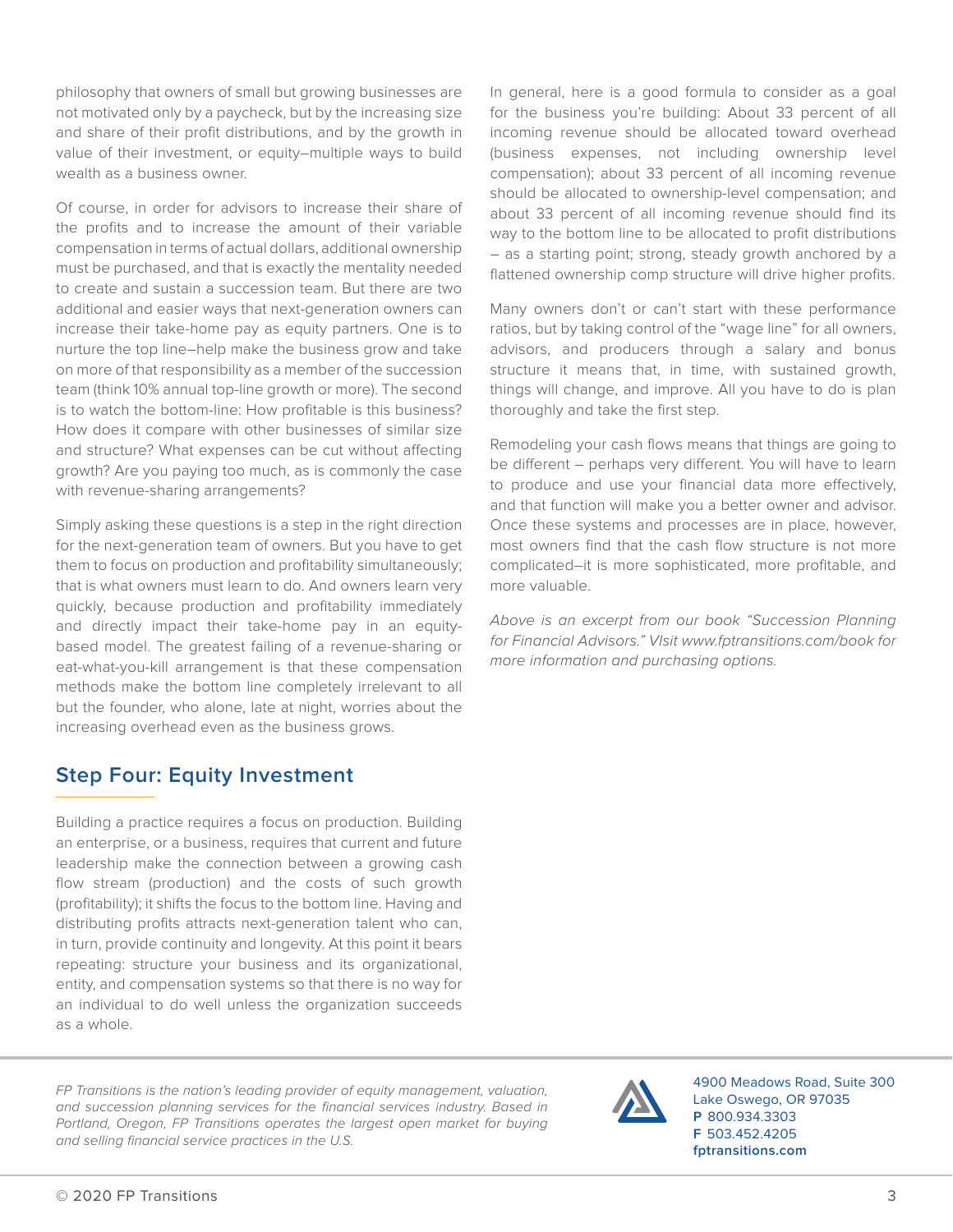philosophy that owners of small but growing businesses are not motivated only by a paycheck, but by the increasing size and share of their profit distributions, and by the growth in value of their investment, or equity–multiple ways to build wealth as a business owner.

Of course, in order for advisors to increase their share of the profits and to increase the amount of their variable compensation in terms of actual dollars, additional ownership must be purchased, and that is exactly the mentality needed to create and sustain a succession team. But there are two additional and easier ways that next-generation owners can increase their take-home pay as equity partners. One is to nurture the top line–help make the business grow and take on more of that responsibility as a member of the succession team (think 10% annual top-line growth or more). The second is to watch the bottom-line: How profitable is this business? How does it compare with other businesses of similar size and structure? What expenses can be cut without affecting growth? Are you paying too much, as is commonly the case with revenue-sharing arrangements?

Simply asking these questions is a step in the right direction for the next-generation team of owners. But you have to get them to focus on production and profitability simultaneously; that is what owners must learn to do. And owners learn very quickly, because production and profitability immediately and directly impact their take-home pay in an equity-based model. The greatest failing of a revenue-sharing or eat-what-you-kill arrangement is that these compensation methods make the bottom line completely irrelevant to all but the founder, who alone, late at night, worries about the increasing overhead even as the business grows.

## Step Four: Equity Investment

Building a practice requires a focus on production. Building an enterprise, or a business, requires that current and future leadership make the connection between a growing cash flow stream (production) and the costs of such growth (profitability); it shifts the focus to the bottom line. Having and distributing profits attracts next-generation talent who can, in turn, provide continuity and longevity. At this point it bears repeating: structure your business and its organizational, entity, and compensation systems so that there is no way for an individual to do well unless the organization succeeds as a whole.

In general, here is a good formula to consider as a goal for the business you're building: About 33 percent of all incoming revenue should be allocated toward overhead (business expenses, not including ownership level compensation); about 33 percent of all incoming revenue should be allocated to ownership-level compensation; and about 33 percent of all incoming revenue should find its way to the bottom line to be allocated to profit distributions – as a starting point; strong, steady growth anchored by a flattened ownership comp structure will drive higher profits.

Many owners don't or can't start with these performance ratios, but by taking control of the "wage line" for all owners, advisors, and producers through a salary and bonus structure it means that, in time, with sustained growth, things will change, and improve. All you have to do is plan thoroughly and take the first step.

Remodeling your cash flows means that things are going to be different – perhaps very different. You will have to learn to produce and use your financial data more effectively, and that function will make you a better owner and advisor. Once these systems and processes are in place, however, most owners find that the cash flow structure is not more complicated–it is more sophisticated, more profitable, and more valuable.

*Above is an excerpt from our book "Succession Planning for Financial Advisors." VIsit www.fptransitions.com/book for more information and purchasing options.*

*FP Transitions is the nation's leading provider of equity management, valuation, and succession planning services for the financial services industry. Based in Portland, Oregon, FP Transitions operates the largest open market for buying and selling financial service practices in the U.S.*

4900 Meadows Road, Suite 300
Lake Oswego, OR 97035
**P** 800.934.3303
**F** 503.452.4205
**fptransitions.com**

© 2020 FP Transitions